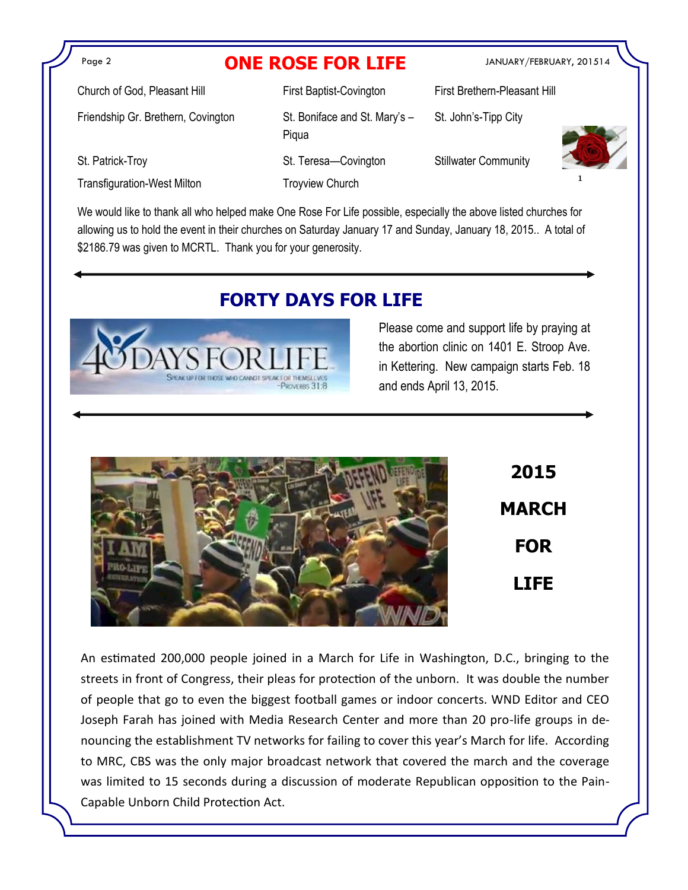# ONE ROSE FOR LIFE

| | | |
|---|---|---|
| Church of God, Pleasant Hill | First Baptist-Covington | First Brethern-Pleasant Hill |
| Friendship Gr. Brethern, Covington | St. Boniface and St. Mary's – Piqua | St. John's-Tipp City |
| St. Patrick-Troy | St. Teresa—Covington | Stillwater Community |
| Transfiguration-West Milton | Troyview Church | |

We would like to thank all who helped make One Rose For Life possible, especially the above listed churches for allowing us to hold the event in their churches on Saturday January 17 and Sunday, January 18, 2015.. A total of $2186.79 was given to MCRTL. Thank you for your generosity.

## FORTY DAYS FOR LIFE

Please come and support life by praying at the abortion clinic on 1401 E. Stroop Ave. in Kettering. New campaign starts Feb. 18 and ends April 13, 2015.

## 2015 MARCH FOR LIFE

An estimated 200,000 people joined in a March for Life in Washington, D.C., bringing to the streets in front of Congress, their pleas for protection of the unborn. It was double the number of people that go to even the biggest football games or indoor concerts. WND Editor and CEO Joseph Farah has joined with Media Research Center and more than 20 pro-life groups in denouncing the establishment TV networks for failing to cover this year's March for life. According to MRC, CBS was the only major broadcast network that covered the march and the coverage was limited to 15 seconds during a discussion of moderate Republican opposition to the Pain-Capable Unborn Child Protection Act.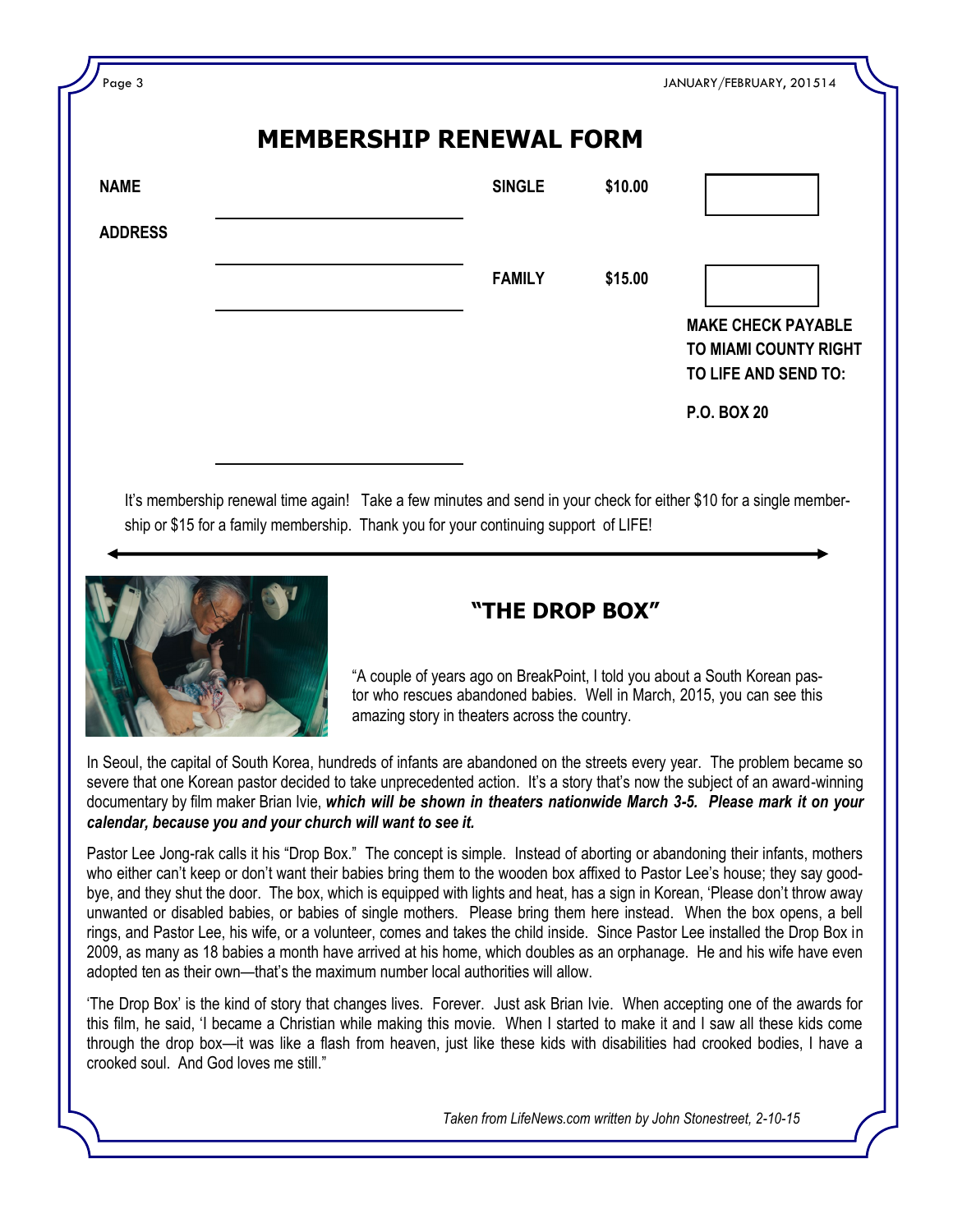# MEMBERSHIP RENEWAL FORM

| | | | | |
|---|---|---|---|---|
| **NAME** | | **SINGLE** | **$10.00** | |
| **ADDRESS** | | | | |
| | | **FAMILY** | **$15.00** | |

**MAKE CHECK PAYABLE TO MIAMI COUNTY RIGHT TO LIFE AND SEND TO:**

**P.O. BOX 20**

It's membership renewal time again! Take a few minutes and send in your check for either $10 for a single membership or $15 for a family membership. Thank you for your continuing support of LIFE!

## "THE DROP BOX"

"A couple of years ago on BreakPoint, I told you about a South Korean pastor who rescues abandoned babies. Well in March, 2015, you can see this amazing story in theaters across the country.

In Seoul, the capital of South Korea, hundreds of infants are abandoned on the streets every year. The problem became so severe that one Korean pastor decided to take unprecedented action. It's a story that's now the subject of an award-winning documentary by film maker Brian Ivie, ***which will be shown in theaters nationwide March 3-5. Please mark it on your calendar, because you and your church will want to see it.***

Pastor Lee Jong-rak calls it his "Drop Box." The concept is simple. Instead of aborting or abandoning their infants, mothers who either can't keep or don't want their babies bring them to the wooden box affixed to Pastor Lee's house; they say goodbye, and they shut the door. The box, which is equipped with lights and heat, has a sign in Korean, 'Please don't throw away unwanted or disabled babies, or babies of single mothers. Please bring them here instead. When the box opens, a bell rings, and Pastor Lee, his wife, or a volunteer, comes and takes the child inside. Since Pastor Lee installed the Drop Box in 2009, as many as 18 babies a month have arrived at his home, which doubles as an orphanage. He and his wife have even adopted ten as their own—that's the maximum number local authorities will allow.

'The Drop Box' is the kind of story that changes lives. Forever. Just ask Brian Ivie. When accepting one of the awards for this film, he said, 'I became a Christian while making this movie. When I started to make it and I saw all these kids come through the drop box—it was like a flash from heaven, just like these kids with disabilities had crooked bodies, I have a crooked soul. And God loves me still."

*Taken from LifeNews.com written by John Stonestreet, 2-10-15*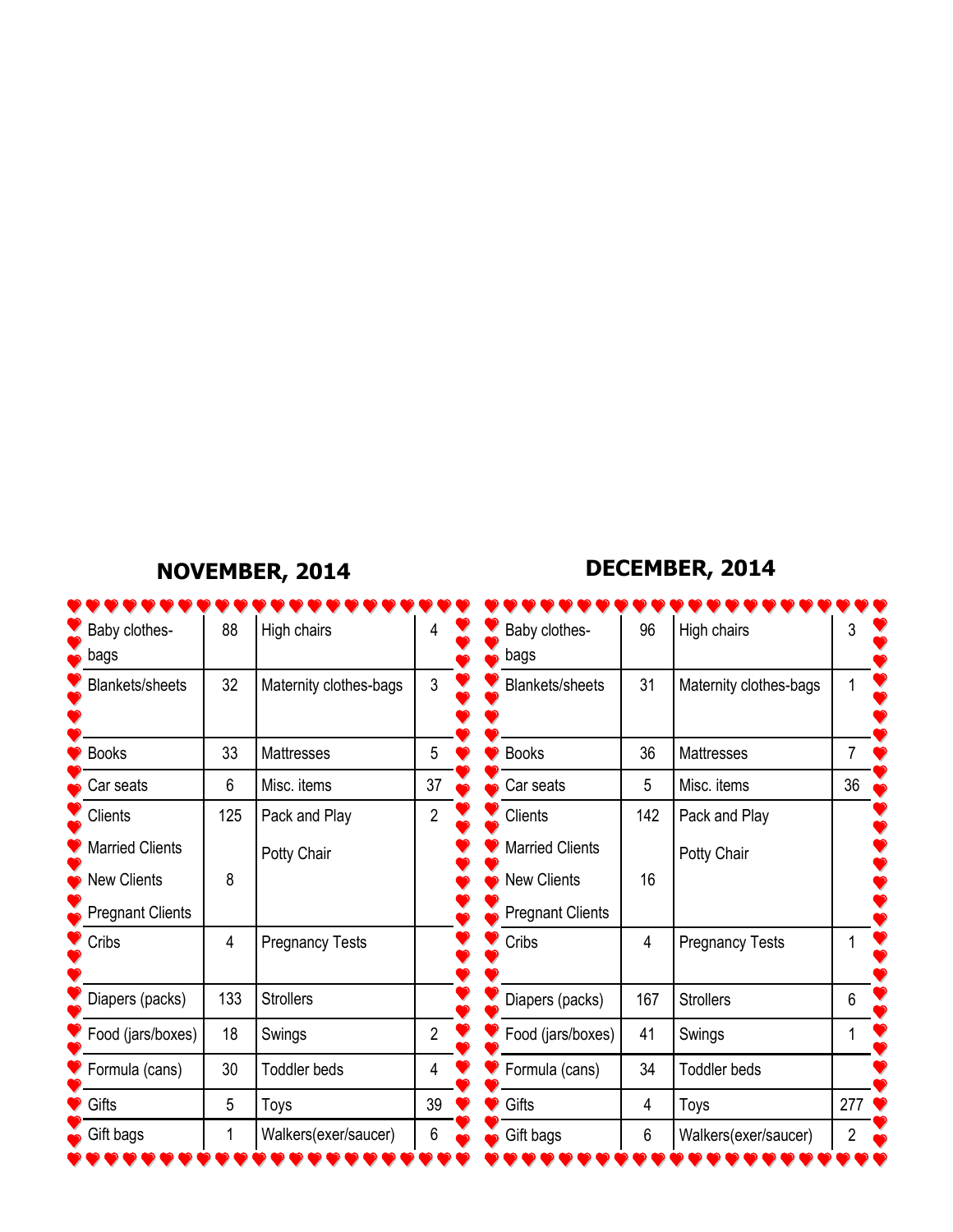## NOVEMBER, 2014

| | | | |
|---|---|---|---|
| Baby clothes-bags | 88 | High chairs | 4 |
| Blankets/sheets | 32 | Maternity clothes-bags | 3 |
| Books | 33 | Mattresses | 5 |
| Car seats | 6 | Misc. items | 37 |
| Clients<br>Married Clients<br>New Clients<br>Pregnant Clients | 125<br><br>8 | Pack and Play<br>Potty Chair | 2 |
| Cribs | 4 | Pregnancy Tests | |
| Diapers (packs) | 133 | Strollers | |
| Food (jars/boxes) | 18 | Swings | 2 |
| Formula (cans) | 30 | Toddler beds | 4 |
| Gifts | 5 | Toys | 39 |
| Gift bags | 1 | Walkers(exer/saucer) | 6 |

## DECEMBER, 2014

| | | | |
|---|---|---|---|
| Baby clothes-bags | 96 | High chairs | 3 |
| Blankets/sheets | 31 | Maternity clothes-bags | 1 |
| Books | 36 | Mattresses | 7 |
| Car seats | 5 | Misc. items | 36 |
| Clients<br>Married Clients<br>New Clients<br>Pregnant Clients | 142<br><br>16 | Pack and Play<br>Potty Chair | |
| Cribs | 4 | Pregnancy Tests | 1 |
| Diapers (packs) | 167 | Strollers | 6 |
| Food (jars/boxes) | 41 | Swings | 1 |
| Formula (cans) | 34 | Toddler beds | |
| Gifts | 4 | Toys | 277 |
| Gift bags | 6 | Walkers(exer/saucer) | 2 |